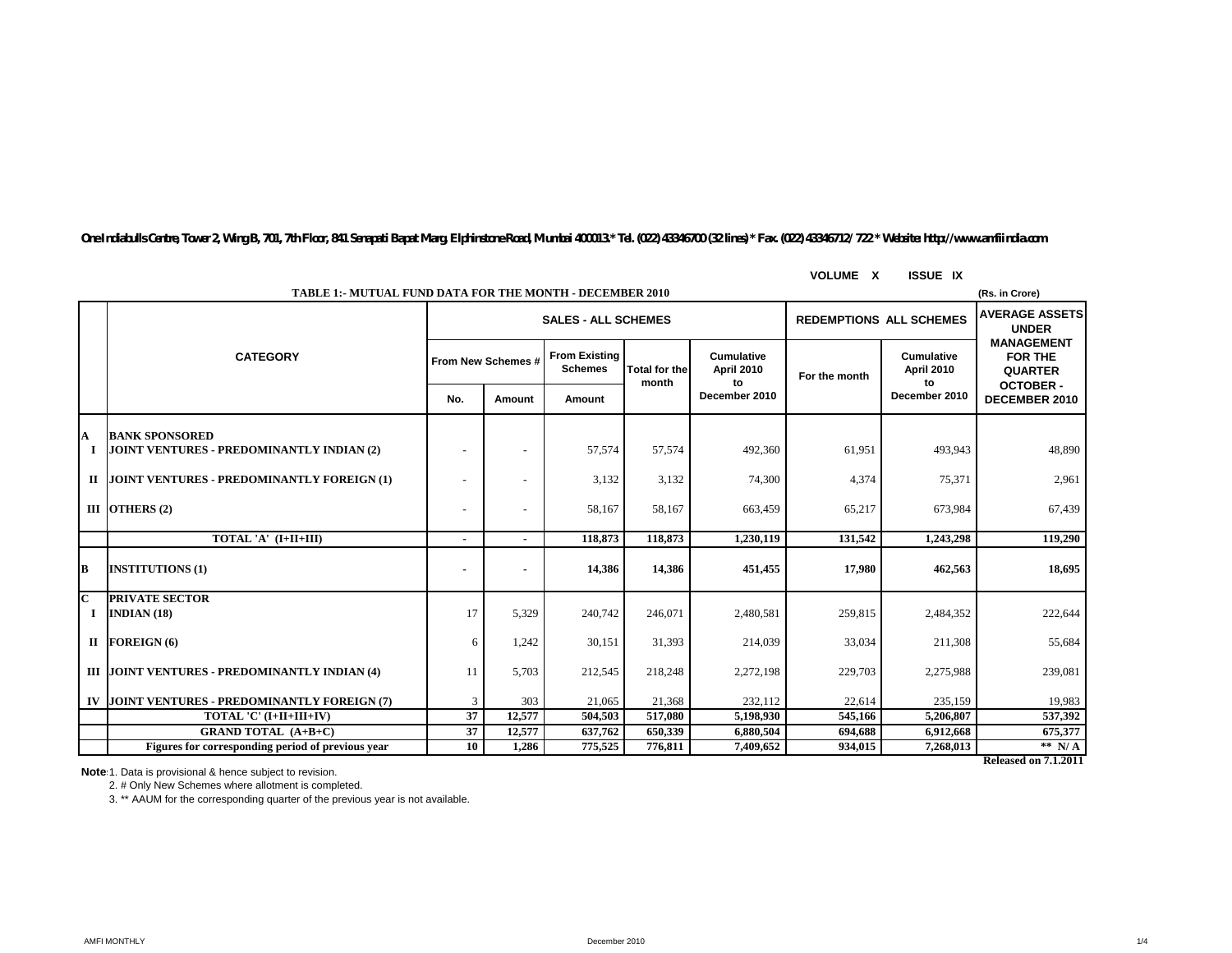One Indiabulls Centre, Tower 2, Wing B, 701, 7th Floor, 841 Senapati Bapat Marg, Elphinstone Road, Mumbai 400013.* Tel. (022) 43346700 (32 lines) * Fax. (022) 43346712/ 722 * Website: http://www.amfiindia.com

VOLUME X ISSUE IX

**TABLE 1:- MUTUAL FUND DATA FOR THE MONTH - DECEMBER 2010**

(Rs. in Crore)

| | CATEGORY | SALES - ALL SCHEMES | | | | | REDEMPTIONS ALL SCHEMES | | AVERAGE ASSETS UNDER MANAGEMENT FOR THE QUARTER OCTOBER - DECEMBER 2010 |
|---|---|---|---|---|---|---|---|---|---|
| | | From New Schemes # | | From Existing Schemes | Total for the month | Cumulative April 2010 to December 2010 | For the month | Cumulative April 2010 to December 2010 | |
| | | No. | Amount | Amount | | | | | |
| **A** | **BANK SPONSORED** | | | | | | | | |
| **I** | **JOINT VENTURES - PREDOMINANTLY INDIAN (2)** | - | - | 57,574 | 57,574 | 492,360 | 61,951 | 493,943 | 48,890 |
| **II** | **JOINT VENTURES - PREDOMINANTLY FOREIGN (1)** | - | - | 3,132 | 3,132 | 74,300 | 4,374 | 75,371 | 2,961 |
| **III** | **OTHERS (2)** | - | - | 58,167 | 58,167 | 663,459 | 65,217 | 673,984 | 67,439 |
| | **TOTAL 'A' (I+II+III)** | **-** | **-** | **118,873** | **118,873** | **1,230,119** | **131,542** | **1,243,298** | **119,290** |
| **B** | **INSTITUTIONS (1)** | **-** | **-** | **14,386** | **14,386** | **451,455** | **17,980** | **462,563** | **18,695** |
| **C** | **PRIVATE SECTOR** | | | | | | | | |
| **I** | **INDIAN (18)** | 17 | 5,329 | 240,742 | 246,071 | 2,480,581 | 259,815 | 2,484,352 | 222,644 |
| **II** | **FOREIGN (6)** | 6 | 1,242 | 30,151 | 31,393 | 214,039 | 33,034 | 211,308 | 55,684 |
| **III** | **JOINT VENTURES - PREDOMINANTLY INDIAN (4)** | 11 | 5,703 | 212,545 | 218,248 | 2,272,198 | 229,703 | 2,275,988 | 239,081 |
| **IV** | **JOINT VENTURES - PREDOMINANTLY FOREIGN (7)** | 3 | 303 | 21,065 | 21,368 | 232,112 | 22,614 | 235,159 | 19,983 |
| | **TOTAL 'C' (I+II+III+IV)** | **37** | **12,577** | **504,503** | **517,080** | **5,198,930** | **545,166** | **5,206,807** | **537,392** |
| | **GRAND TOTAL (A+B+C)** | **37** | **12,577** | **637,762** | **650,339** | **6,880,504** | **694,688** | **6,912,668** | **675,377** |
| | **Figures for corresponding period of previous year** | **10** | **1,286** | **775,525** | **776,811** | **7,409,652** | **934,015** | **7,268,013** | **\*\* N/ A** |

**Released on 7.1.2011**

**Note**: 1. Data is provisional & hence subject to revision.

2. # Only New Schemes where allotment is completed.

3. ** AAUM for the corresponding quarter of the previous year is not available.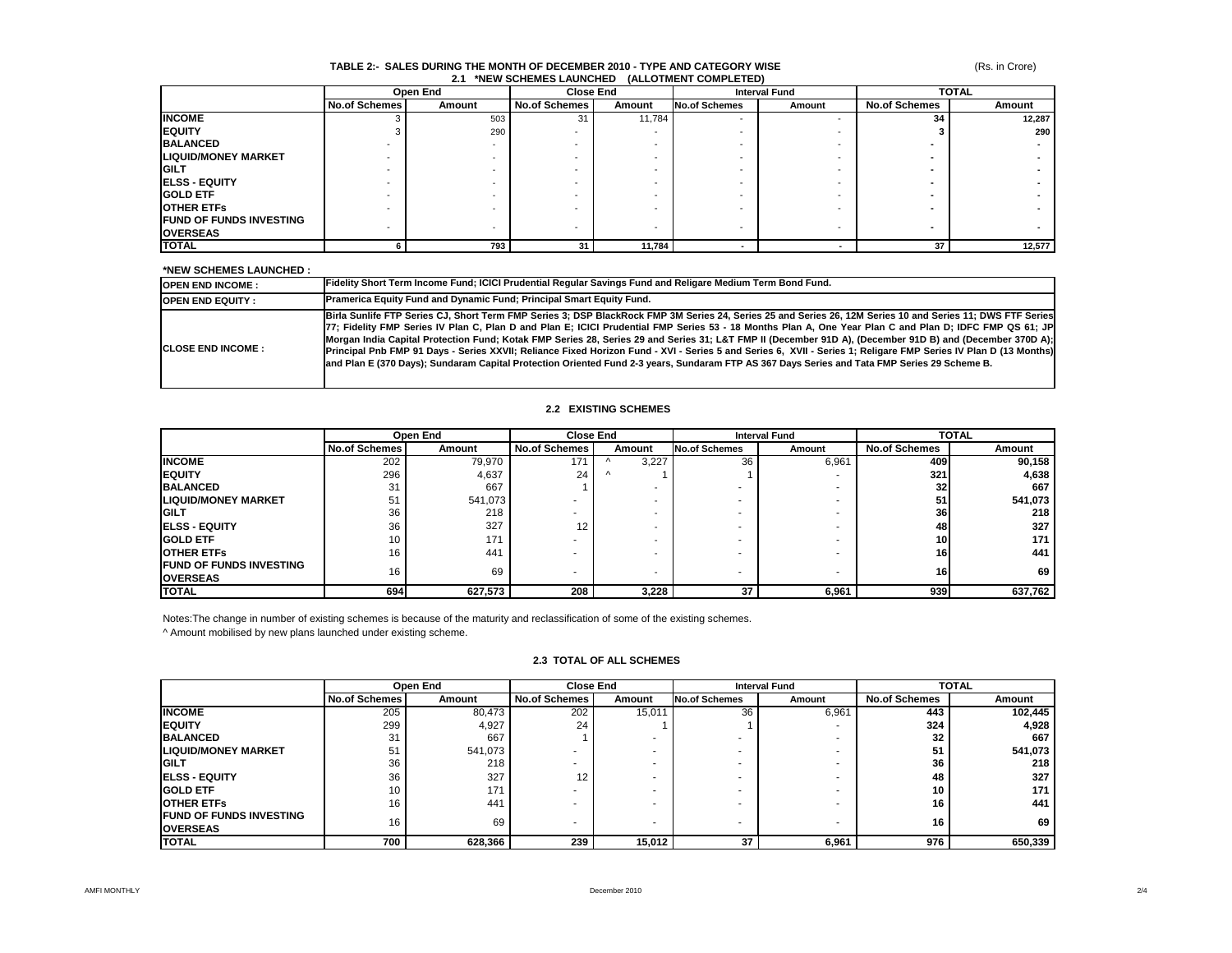## TABLE 2:- SALES DURING THE MONTH OF DECEMBER 2010 - TYPE AND CATEGORY WISE

(Rs. in Crore)

### 2.1 *NEW SCHEMES LAUNCHED (ALLOTMENT COMPLETED)

| | Open End | | Close End | | Interval Fund | | TOTAL | |
|---|---|---|---|---|---|---|---|---|
| | No.of Schemes | Amount | No.of Schemes | Amount | No.of Schemes | Amount | No.of Schemes | Amount |
| **INCOME** | 3 | 503 | 31 | 11,784 | - | - | **34** | **12,287** |
| **EQUITY** | 3 | 290 | - | - | - | - | **3** | **290** |
| **BALANCED** | - | - | - | - | - | - | **-** | **-** |
| **LIQUID/MONEY MARKET** | - | - | - | - | - | - | **-** | **-** |
| **GILT** | - | - | - | - | - | - | **-** | **-** |
| **ELSS - EQUITY** | - | - | - | - | - | - | **-** | **-** |
| **GOLD ETF** | - | - | - | - | - | - | **-** | **-** |
| **OTHER ETFs** | - | - | - | - | - | - | **-** | **-** |
| **FUND OF FUNDS INVESTING OVERSEAS** | - | - | - | - | - | - | **-** | **-** |
| **TOTAL** | **6** | **793** | **31** | **11,784** | **-** | **-** | **37** | **12,577** |

**\*NEW SCHEMES LAUNCHED :**

| | |
|---|---|
| **OPEN END INCOME :** | **Fidelity Short Term Income Fund; ICICI Prudential Regular Savings Fund and Religare Medium Term Bond Fund.** |
| **OPEN END EQUITY :** | **Pramerica Equity Fund and Dynamic Fund; Principal Smart Equity Fund.** |
| **CLOSE END INCOME :** | **Birla Sunlife FTP Series CJ, Short Term FMP Series 3; DSP BlackRock FMP 3M Series 24, Series 25 and Series 26, 12M Series 10 and Series 11; DWS FTF Series 77; Fidelity FMP Series IV Plan C, Plan D and Plan E; ICICI Prudential FMP Series 53 - 18 Months Plan A, One Year Plan C and Plan D; IDFC FMP QS 61; JP Morgan India Capital Protection Fund; Kotak FMP Series 28, Series 29 and Series 31; L&T FMP II (December 91D A), (December 91D B) and (December 370D A); Principal Pnb FMP 91 Days - Series XXVII; Reliance Fixed Horizon Fund - XVI - Series 5 and Series 6, XVII - Series 1; Religare FMP Series IV Plan D (13 Months) and Plan E (370 Days); Sundaram Capital Protection Oriented Fund 2-3 years, Sundaram FTP AS 367 Days Series and Tata FMP Series 29 Scheme B.** |

### 2.2 EXISTING SCHEMES

| | Open End | | Close End | | Interval Fund | | TOTAL | |
|---|---|---|---|---|---|---|---|---|
| | No.of Schemes | Amount | No.of Schemes | Amount | No.of Schemes | Amount | No.of Schemes | Amount |
| **INCOME** | 202 | 79,970 | 171 | ^ 3,227 | 36 | 6,961 | **409** | **90,158** |
| **EQUITY** | 296 | 4,637 | 24 | ^ 1 | 1 | - | **321** | **4,638** |
| **BALANCED** | 31 | 667 | 1 | - | - | - | **32** | **667** |
| **LIQUID/MONEY MARKET** | 51 | 541,073 | - | - | - | - | **51** | **541,073** |
| **GILT** | 36 | 218 | - | - | - | - | **36** | **218** |
| **ELSS - EQUITY** | 36 | 327 | 12 | - | - | - | **48** | **327** |
| **GOLD ETF** | 10 | 171 | - | - | - | - | **10** | **171** |
| **OTHER ETFs** | 16 | 441 | - | - | - | - | **16** | **441** |
| **FUND OF FUNDS INVESTING OVERSEAS** | 16 | 69 | - | - | - | - | **16** | **69** |
| **TOTAL** | **694** | **627,573** | **208** | **3,228** | **37** | **6,961** | **939** | **637,762** |

Notes:The change in number of existing schemes is because of the maturity and reclassification of some of the existing schemes.

^ Amount mobilised by new plans launched under existing scheme.

### 2.3 TOTAL OF ALL SCHEMES

| | Open End | | Close End | | Interval Fund | | TOTAL | |
|---|---|---|---|---|---|---|---|---|
| | No.of Schemes | Amount | No.of Schemes | Amount | No.of Schemes | Amount | No.of Schemes | Amount |
| **INCOME** | 205 | 80,473 | 202 | 15,011 | 36 | 6,961 | **443** | **102,445** |
| **EQUITY** | 299 | 4,927 | 24 | 1 | 1 | - | **324** | **4,928** |
| **BALANCED** | 31 | 667 | 1 | - | - | - | **32** | **667** |
| **LIQUID/MONEY MARKET** | 51 | 541,073 | - | - | - | - | **51** | **541,073** |
| **GILT** | 36 | 218 | - | - | - | - | **36** | **218** |
| **ELSS - EQUITY** | 36 | 327 | 12 | - | - | - | **48** | **327** |
| **GOLD ETF** | 10 | 171 | - | - | - | - | **10** | **171** |
| **OTHER ETFs** | 16 | 441 | - | - | - | - | **16** | **441** |
| **FUND OF FUNDS INVESTING OVERSEAS** | 16 | 69 | - | - | - | - | **16** | **69** |
| **TOTAL** | **700** | **628,366** | **239** | **15,012** | **37** | **6,961** | **976** | **650,339** |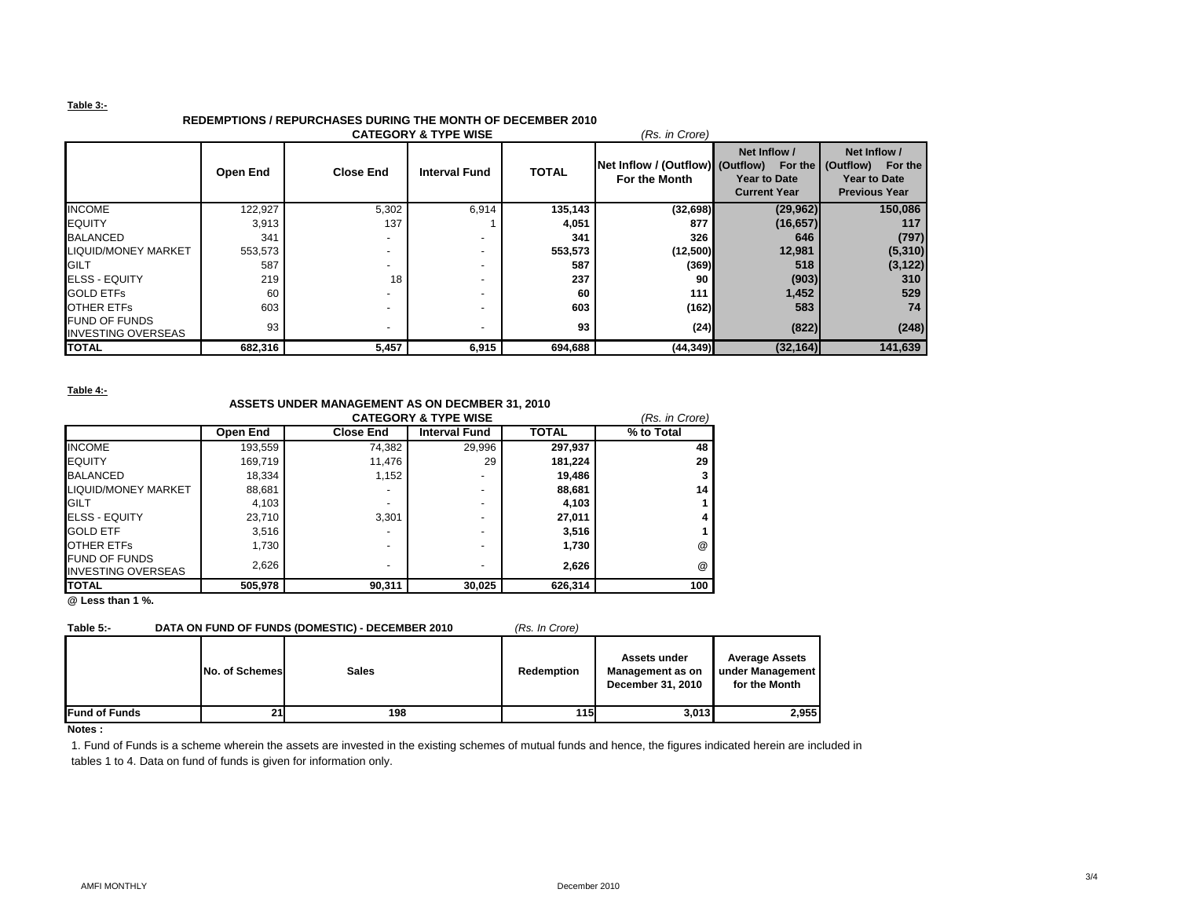**Table 3:-**

**REDEMPTIONS / REPURCHASES DURING THE MONTH OF DECEMBER 2010**

**CATEGORY & TYPE WISE** *(Rs. in Crore)*

| | Open End | Close End | Interval Fund | TOTAL | Net Inflow / (Outflow) For the Month | Net Inflow / (Outflow) For the Year to Date Current Year | Net Inflow / (Outflow) For the Year to Date Previous Year |
|---|---|---|---|---|---|---|---|
| INCOME | 122,927 | 5,302 | 6,914 | **135,143** | **(32,698)** | **(29,962)** | **150,086** |
| EQUITY | 3,913 | 137 | 1 | **4,051** | **877** | **(16,657)** | **117** |
| BALANCED | 341 | - | - | **341** | **326** | **646** | **(797)** |
| LIQUID/MONEY MARKET | 553,573 | - | - | **553,573** | **(12,500)** | **12,981** | **(5,310)** |
| GILT | 587 | - | - | **587** | **(369)** | **518** | **(3,122)** |
| ELSS - EQUITY | 219 | 18 | - | **237** | **90** | **(903)** | **310** |
| GOLD ETFs | 60 | - | - | **60** | **111** | **1,452** | **529** |
| OTHER ETFs | 603 | - | - | **603** | **(162)** | **583** | **74** |
| FUND OF FUNDS INVESTING OVERSEAS | 93 | - | - | **93** | **(24)** | **(822)** | **(248)** |
| **TOTAL** | **682,316** | **5,457** | **6,915** | **694,688** | **(44,349)** | **(32,164)** | **141,639** |

**Table 4:-**

**ASSETS UNDER MANAGEMENT AS ON DECMBER 31, 2010**

**CATEGORY & TYPE WISE** *(Rs. in Crore)*

| | Open End | Close End | Interval Fund | TOTAL | % to Total |
|---|---|---|---|---|---|
| INCOME | 193,559 | 74,382 | 29,996 | **297,937** | **48** |
| EQUITY | 169,719 | 11,476 | 29 | **181,224** | **29** |
| BALANCED | 18,334 | 1,152 | - | **19,486** | **3** |
| LIQUID/MONEY MARKET | 88,681 | - | - | **88,681** | **14** |
| GILT | 4,103 | - | - | **4,103** | **1** |
| ELSS - EQUITY | 23,710 | 3,301 | - | **27,011** | **4** |
| GOLD ETF | 3,516 | - | - | **3,516** | **1** |
| OTHER ETFs | 1,730 | - | - | **1,730** | **@** |
| FUND OF FUNDS INVESTING OVERSEAS | 2,626 | - | - | **2,626** | **@** |
| **TOTAL** | **505,978** | **90,311** | **30,025** | **626,314** | **100** |

**@ Less than 1 %.**

**Table 5:- DATA ON FUND OF FUNDS (DOMESTIC) - DECEMBER 2010** *(Rs. In Crore)*

| | No. of Schemes | Sales | Redemption | Assets under Management as on December 31, 2010 | Average Assets under Management for the Month |
|---|---|---|---|---|---|
| **Fund of Funds** | **21** | **198** | **115** | **3,013** | **2,955** |

**Notes :**

1. Fund of Funds is a scheme wherein the assets are invested in the existing schemes of mutual funds and hence, the figures indicated herein are included in tables 1 to 4. Data on fund of funds is given for information only.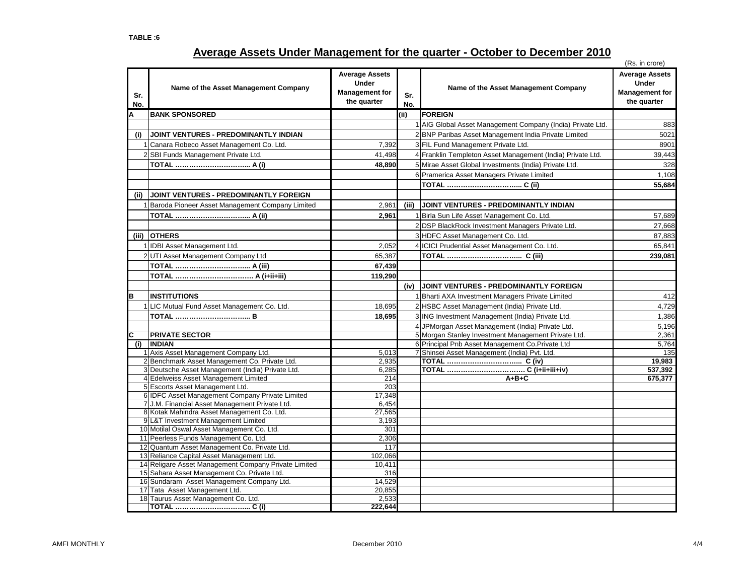TABLE :6

## Average Assets Under Management for the quarter - October to December 2010

(Rs. in crore)

| Sr. No. | Name of the Asset Management Company | Average Assets Under Management for the quarter | Sr. No. | Name of the Asset Management Company | Average Assets Under Management for the quarter |
|---|---|---|---|---|---|
| **A** | **BANK SPONSORED** | | **(ii)** | **FOREIGN** | |
| | | | 1 | AIG Global Asset Management Company (India) Private Ltd. | 883 |
| **(i)** | **JOINT VENTURES - PREDOMINANTLY INDIAN** | | 2 | BNP Paribas Asset Management India Private Limited | 5021 |
| 1 | Canara Robeco Asset Management Co. Ltd. | 7,392 | 3 | FIL Fund Management Private Ltd. | 8901 |
| 2 | SBI Funds Management Private Ltd. | 41,498 | 4 | Franklin Templeton Asset Management (India) Private Ltd. | 39,443 |
| | **TOTAL ………………………….. A (i)** | **48,890** | 5 | Mirae Asset Global Investments (India) Private Ltd. | 328 |
| | | | 6 | Pramerica Asset Managers Private Limited | 1,108 |
| | | | | **TOTAL ………………………….. C (ii)** | **55,684** |
| **(ii)** | **JOINT VENTURES - PREDOMINANTLY FOREIGN** | | | | |
| 1 | Baroda Pioneer Asset Management Company Limited | 2,961 | **(iii)** | **JOINT VENTURES - PREDOMINANTLY INDIAN** | |
| | **TOTAL ………………………….. A (ii)** | **2,961** | 1 | Birla Sun Life Asset Management Co. Ltd. | 57,689 |
| | | | 2 | DSP BlackRock Investment Managers Private Ltd. | 27,668 |
| **(iii)** | **OTHERS** | | 3 | HDFC Asset Management Co. Ltd. | 87,883 |
| 1 | IDBI Asset Management Ltd. | 2,052 | 4 | ICICI Prudential Asset Management Co. Ltd. | 65,841 |
| 2 | UTI Asset Management Company Ltd | 65,387 | | **TOTAL ………………………….. C (iii)** | **239,081** |
| | **TOTAL ………………………….. A (iii)** | **67,439** | | | |
| | **TOTAL ……………………………. A (i+ii+iii)** | **119,290** | | | |
| | | | **(iv)** | **JOINT VENTURES - PREDOMINANTLY FOREIGN** | |
| **B** | **INSTITUTIONS** | | 1 | Bharti AXA Investment Managers Private Limited | 412 |
| 1 | LIC Mutual Fund Asset Management Co. Ltd. | 18,695 | 2 | HSBC Asset Management (India) Private Ltd. | 4,729 |
| | **TOTAL ………………………….. B** | **18,695** | 3 | ING Investment Management (India) Private Ltd. | 1,386 |
| | | | 4 | JPMorgan Asset Management (India) Private Ltd. | 5,196 |
| **C** | **PRIVATE SECTOR** | | 5 | Morgan Stanley Investment Management Private Ltd. | 2,361 |
| **(i)** | **INDIAN** | | 6 | Principal Pnb Asset Management Co.Private Ltd | 5,764 |
| 1 | Axis Asset Management Company Ltd. | 5,013 | 7 | Shinsei Asset Management (India) Pvt. Ltd. | 135 |
| 2 | Benchmark Asset Management Co. Private Ltd. | 2,935 | | **TOTAL ………………………….. C (iv)** | **19,983** |
| 3 | Deutsche Asset Management (India) Private Ltd. | 6,285 | | **TOTAL ……………………………. C (i+ii+iii+iv)** | **537,392** |
| 4 | Edelweiss Asset Management Limited | 214 | | **A+B+C** | **675,377** |
| 5 | Escorts Asset Management Ltd. | 203 | | | |
| 6 | IDFC Asset Management Company Private Limited | 17,348 | | | |
| 7 | J.M. Financial Asset Management Private Ltd. | 6,454 | | | |
| 8 | Kotak Mahindra Asset Management Co. Ltd. | 27,565 | | | |
| 9 | L&T Investment Management Limited | 3,193 | | | |
| 10 | Motilal Oswal Asset Management Co. Ltd. | 301 | | | |
| 11 | Peerless Funds Management Co. Ltd. | 2,306 | | | |
| 12 | Quantum Asset Management Co. Private Ltd. | 117 | | | |
| 13 | Reliance Capital Asset Management Ltd. | 102,066 | | | |
| 14 | Religare Asset Management Company Private Limited | 10,411 | | | |
| 15 | Sahara Asset Management Co. Private Ltd. | 316 | | | |
| 16 | Sundaram Asset Management Company Ltd. | 14,529 | | | |
| 17 | Tata Asset Management Ltd. | 20,855 | | | |
| 18 | Taurus Asset Management Co. Ltd. | 2,533 | | | |
| | **TOTAL ………………………….. C (i)** | **222,644** | | | |